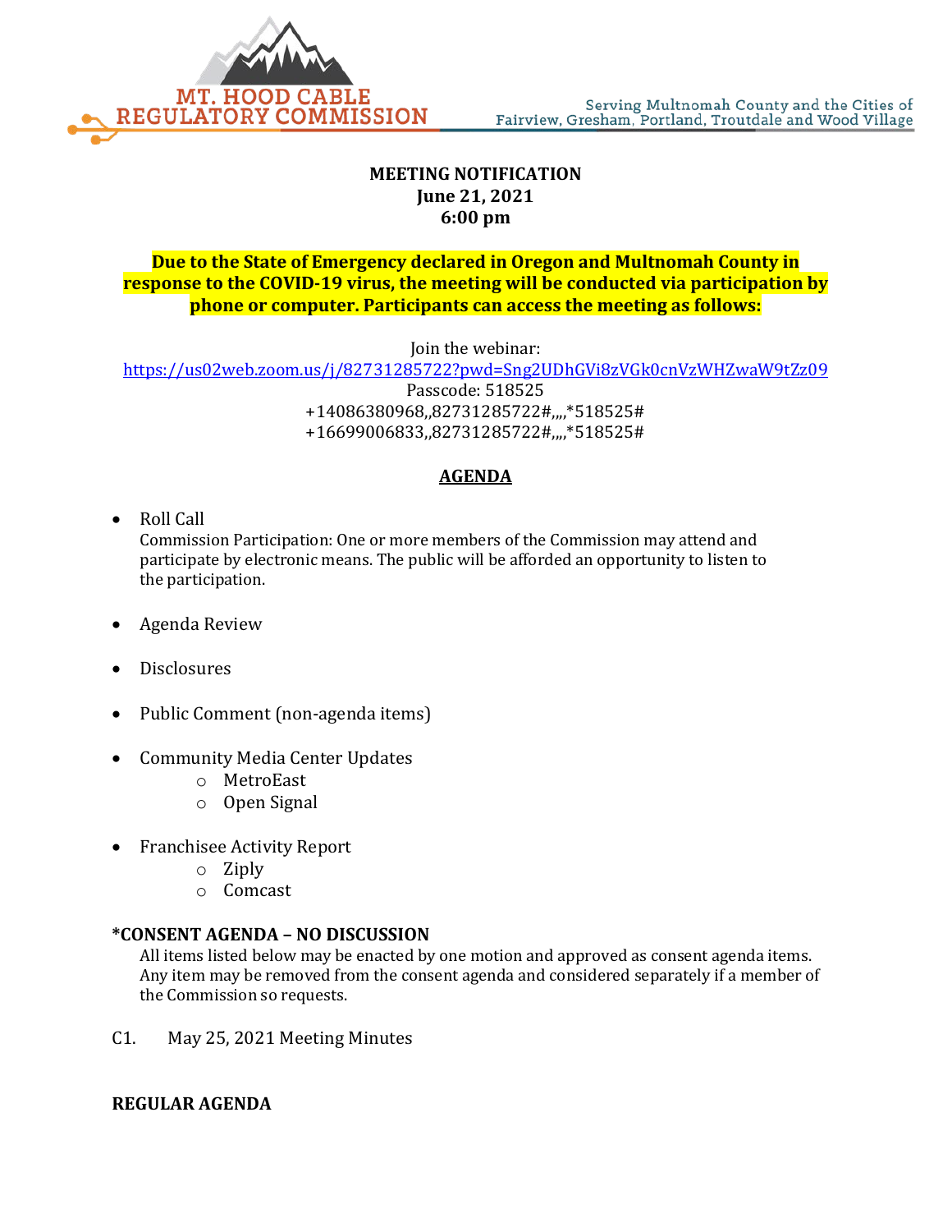# MT. HOOD CABLE REGULATORY COMMISSION

Serving Multnomah County and the Cities of Fairview, Gresham, Portland, Troutdale and Wood Village

**MEETING NOTIFICATION**
**June 21, 2021**
**6:00 pm**

**Due to the State of Emergency declared in Oregon and Multnomah County in response to the COVID-19 virus, the meeting will be conducted via participation by phone or computer. Participants can access the meeting as follows:**

Join the webinar:
https://us02web.zoom.us/j/82731285722?pwd=Sng2UDhGVi8zVGk0cnVzWHZwaW9tZz09
Passcode: 518525
+14086380968,,82731285722#,,,,*518525#
+16699006833,,82731285722#,,,,*518525#

## AGENDA

- Roll Call
  Commission Participation: One or more members of the Commission may attend and participate by electronic means. The public will be afforded an opportunity to listen to the participation.
- Agenda Review
- Disclosures
- Public Comment (non-agenda items)
- Community Media Center Updates
  - MetroEast
  - Open Signal
- Franchisee Activity Report
  - Ziply
  - Comcast

**\*CONSENT AGENDA – NO DISCUSSION**

All items listed below may be enacted by one motion and approved as consent agenda items. Any item may be removed from the consent agenda and considered separately if a member of the Commission so requests.

C1. May 25, 2021 Meeting Minutes

**REGULAR AGENDA**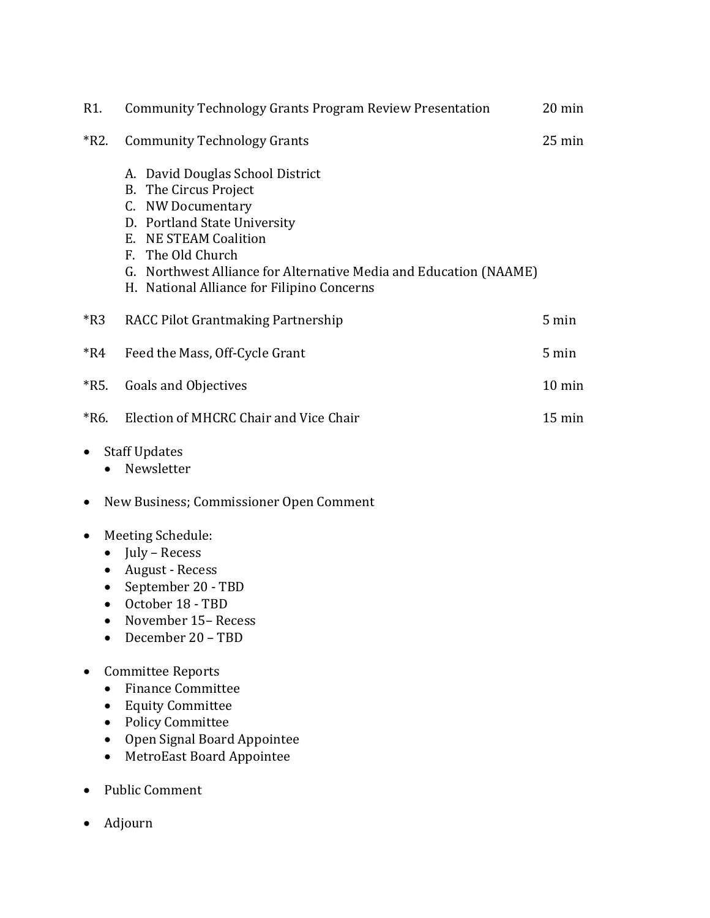| | | |
|---|---|---|
| R1. | Community Technology Grants Program Review Presentation | 20 min |
| *R2. | Community Technology Grants | 25 min |
| *R3 | RACC Pilot Grantmaking Partnership | 5 min |
| *R4 | Feed the Mass, Off-Cycle Grant | 5 min |
| *R5. | Goals and Objectives | 10 min |
| *R6. | Election of MHCRC Chair and Vice Chair | 15 min |

R1. Community Technology Grants Program Review Presentation — 20 min

*R2. Community Technology Grants — 25 min

A. David Douglas School District
B. The Circus Project
C. NW Documentary
D. Portland State University
E. NE STEAM Coalition
F. The Old Church
G. Northwest Alliance for Alternative Media and Education (NAAME)
H. National Alliance for Filipino Concerns

*R3 RACC Pilot Grantmaking Partnership — 5 min

*R4 Feed the Mass, Off-Cycle Grant — 5 min

*R5. Goals and Objectives — 10 min

*R6. Election of MHCRC Chair and Vice Chair — 15 min

- Staff Updates
  - Newsletter

- New Business; Commissioner Open Comment

- Meeting Schedule:
  - July – Recess
  - August - Recess
  - September 20 - TBD
  - October 18 - TBD
  - November 15– Recess
  - December 20 – TBD

- Committee Reports
  - Finance Committee
  - Equity Committee
  - Policy Committee
  - Open Signal Board Appointee
  - MetroEast Board Appointee

- Public Comment

- Adjourn

R1. Community Technology Grants Program Review Presentation — 20 min

*R2. Community Technology Grants — 25 min

A. David Douglas School District
B. The Circus Project
C. NW Documentary
D. Portland State University
E. NE STEAM Coalition
F. The Old Church
G. Northwest Alliance for Alternative Media and Education (NAAME)
H. National Alliance for Filipino Concerns

*R3 RACC Pilot Grantmaking Partnership — 5 min

*R4 Feed the Mass, Off-Cycle Grant — 5 min

*R5. Goals and Objectives — 10 min

*R6. Election of MHCRC Chair and Vice Chair — 15 min

- Staff Updates
  - Newsletter

- New Business; Commissioner Open Comment

- Meeting Schedule:
  - July – Recess
  - August - Recess
  - September 20 - TBD
  - October 18 - TBD
  - November 15– Recess
  - December 20 – TBD

- Committee Reports
  - Finance Committee
  - Equity Committee
  - Policy Committee
  - Open Signal Board Appointee
  - MetroEast Board Appointee

- Public Comment

- Adjourn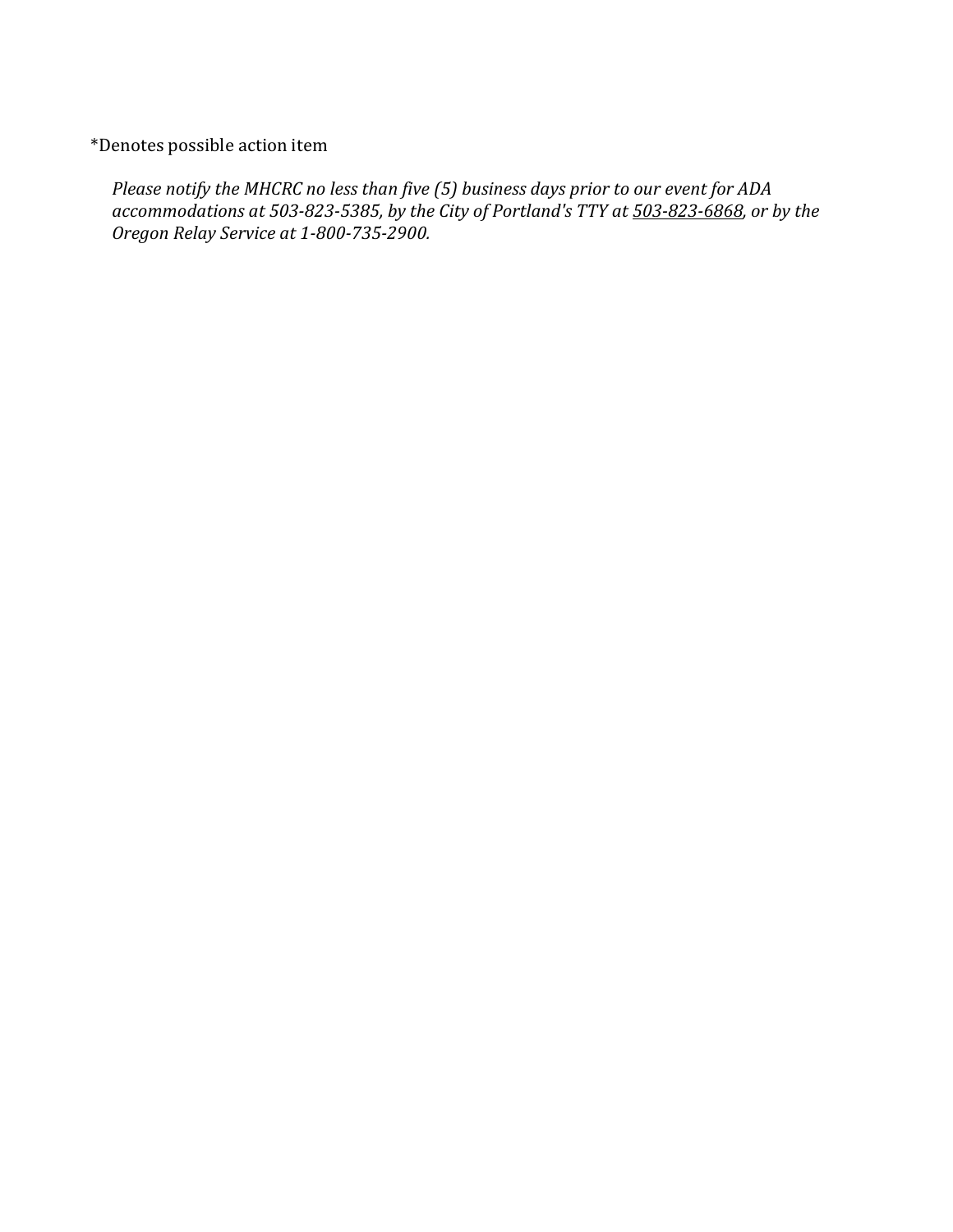*Denotes possible action item

*Please notify the MHCRC no less than five (5) business days prior to our event for ADA accommodations at 503-823-5385, by the City of Portland's TTY at 503-823-6868, or by the Oregon Relay Service at 1-800-735-2900.*